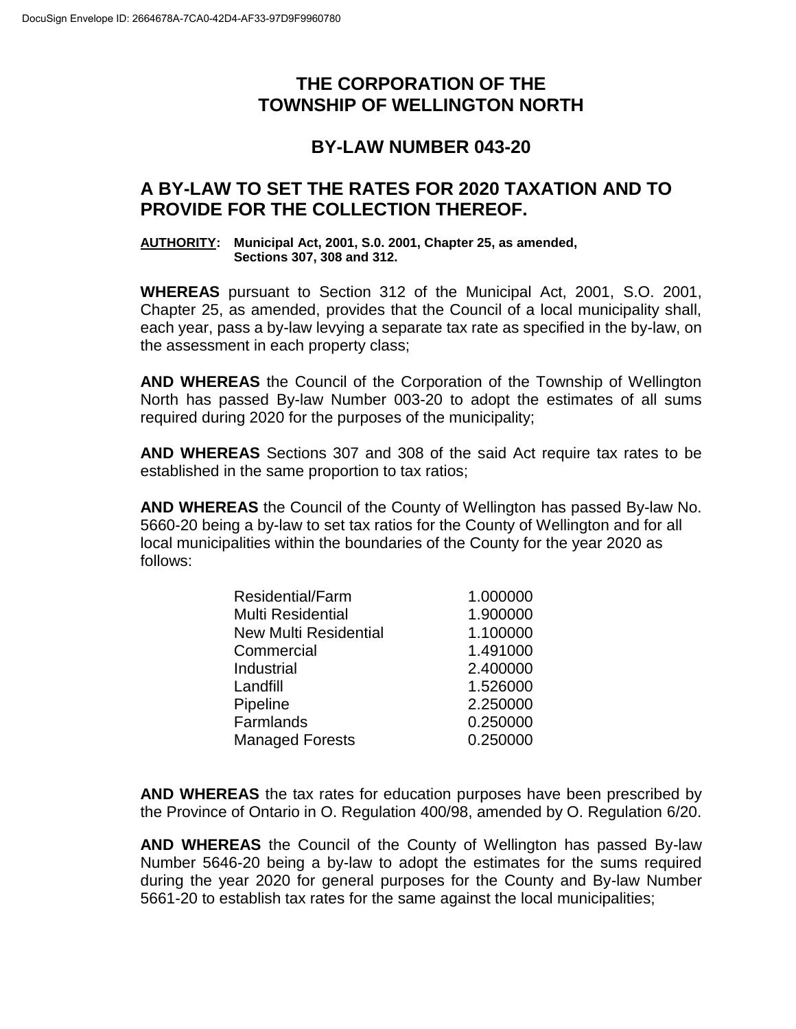DocuSign Envelope ID: 2664678A-7CA0-42D4-AF33-97D9F9960780

# THE CORPORATION OF THE TOWNSHIP OF WELLINGTON NORTH

## BY-LAW NUMBER 043-20

## A BY-LAW TO SET THE RATES FOR 2020 TAXATION AND TO PROVIDE FOR THE COLLECTION THEREOF.

**AUTHORITY: Municipal Act, 2001, S.0. 2001, Chapter 25, as amended, Sections 307, 308 and 312.**

**WHEREAS** pursuant to Section 312 of the Municipal Act, 2001, S.O. 2001, Chapter 25, as amended, provides that the Council of a local municipality shall, each year, pass a by-law levying a separate tax rate as specified in the by-law, on the assessment in each property class;

**AND WHEREAS** the Council of the Corporation of the Township of Wellington North has passed By-law Number 003-20 to adopt the estimates of all sums required during 2020 for the purposes of the municipality;

**AND WHEREAS** Sections 307 and 308 of the said Act require tax rates to be established in the same proportion to tax ratios;

**AND WHEREAS** the Council of the County of Wellington has passed By-law No. 5660-20 being a by-law to set tax ratios for the County of Wellington and for all local municipalities within the boundaries of the County for the year 2020 as follows:

| | |
|---|---|
| Residential/Farm | 1.000000 |
| Multi Residential | 1.900000 |
| New Multi Residential | 1.100000 |
| Commercial | 1.491000 |
| Industrial | 2.400000 |
| Landfill | 1.526000 |
| Pipeline | 2.250000 |
| Farmlands | 0.250000 |
| Managed Forests | 0.250000 |

**AND WHEREAS** the tax rates for education purposes have been prescribed by the Province of Ontario in O. Regulation 400/98, amended by O. Regulation 6/20.

**AND WHEREAS** the Council of the County of Wellington has passed By-law Number 5646-20 being a by-law to adopt the estimates for the sums required during the year 2020 for general purposes for the County and By-law Number 5661-20 to establish tax rates for the same against the local municipalities;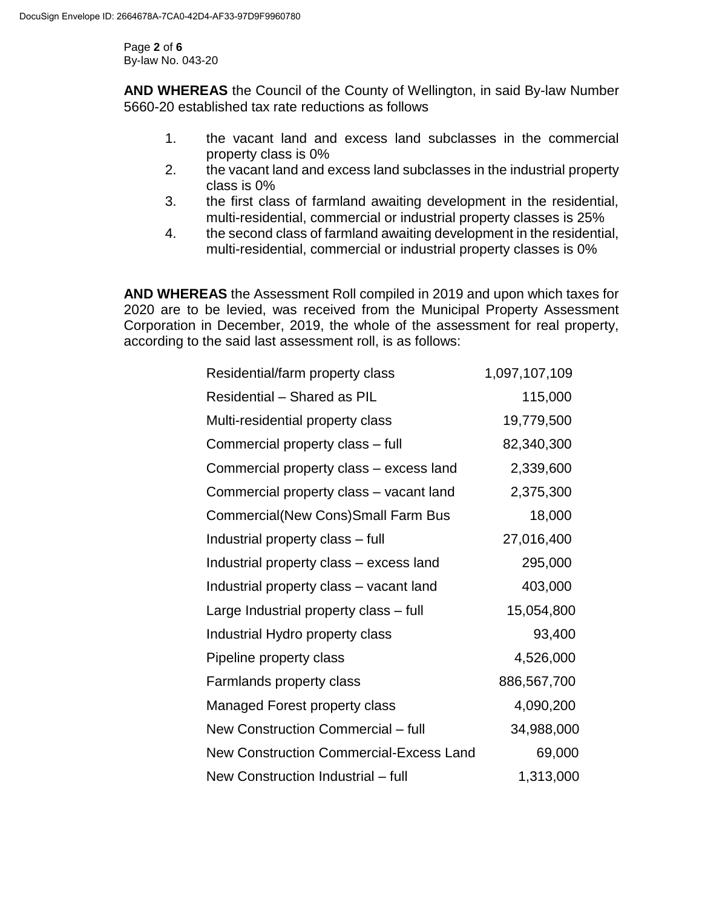**AND WHEREAS** the Council of the County of Wellington, in said By-law Number 5660-20 established tax rate reductions as follows

1. the vacant land and excess land subclasses in the commercial property class is 0%
2. the vacant land and excess land subclasses in the industrial property class is 0%
3. the first class of farmland awaiting development in the residential, multi-residential, commercial or industrial property classes is 25%
4. the second class of farmland awaiting development in the residential, multi-residential, commercial or industrial property classes is 0%

**AND WHEREAS** the Assessment Roll compiled in 2019 and upon which taxes for 2020 are to be levied, was received from the Municipal Property Assessment Corporation in December, 2019, the whole of the assessment for real property, according to the said last assessment roll, is as follows:

| | |
|---|---|
| Residential/farm property class | 1,097,107,109 |
| Residential – Shared as PIL | 115,000 |
| Multi-residential property class | 19,779,500 |
| Commercial property class – full | 82,340,300 |
| Commercial property class – excess land | 2,339,600 |
| Commercial property class – vacant land | 2,375,300 |
| Commercial(New Cons)Small Farm Bus | 18,000 |
| Industrial property class – full | 27,016,400 |
| Industrial property class – excess land | 295,000 |
| Industrial property class – vacant land | 403,000 |
| Large Industrial property class – full | 15,054,800 |
| Industrial Hydro property class | 93,400 |
| Pipeline property class | 4,526,000 |
| Farmlands property class | 886,567,700 |
| Managed Forest property class | 4,090,200 |
| New Construction Commercial – full | 34,988,000 |
| New Construction Commercial-Excess Land | 69,000 |
| New Construction Industrial – full | 1,313,000 |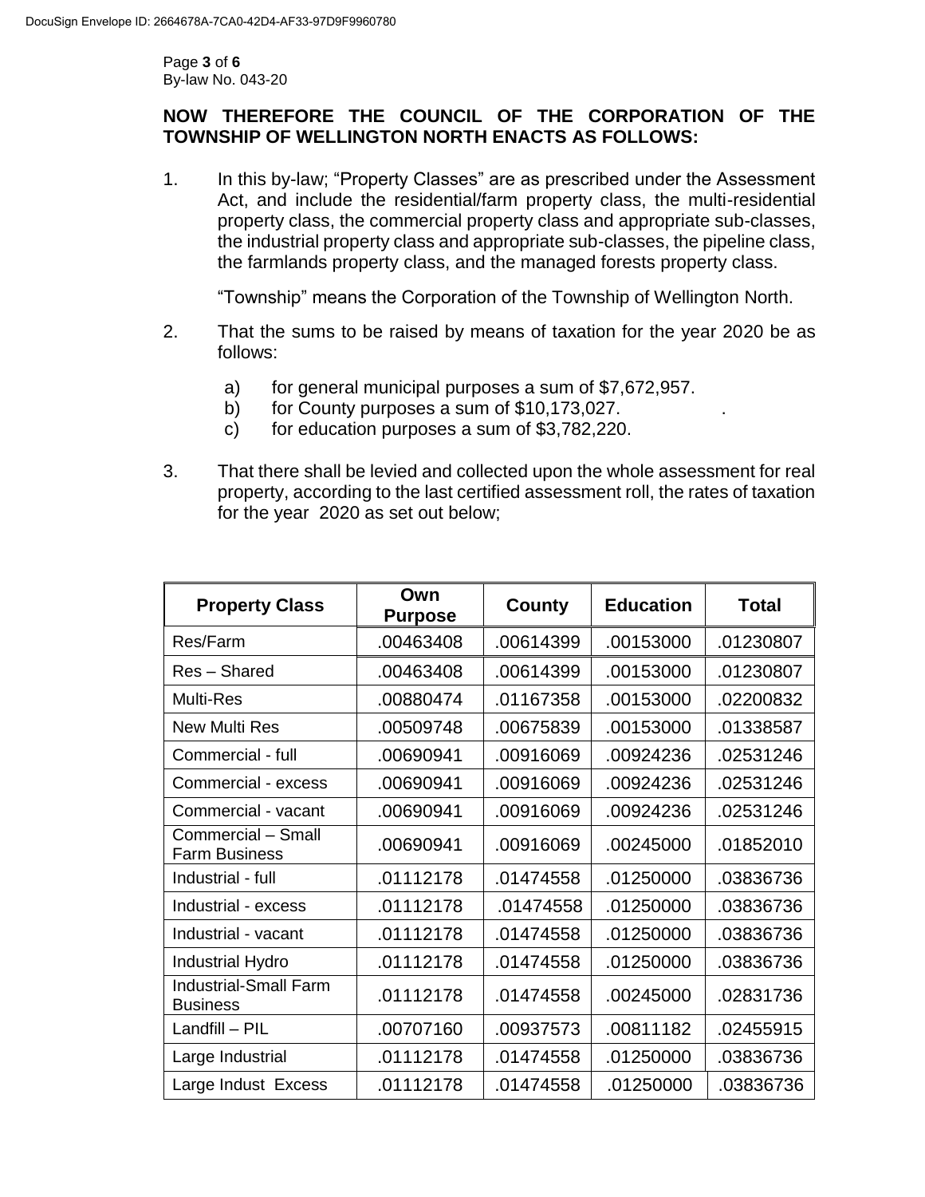**NOW THEREFORE THE COUNCIL OF THE CORPORATION OF THE TOWNSHIP OF WELLINGTON NORTH ENACTS AS FOLLOWS:**

1. In this by-law; "Property Classes" are as prescribed under the Assessment Act, and include the residential/farm property class, the multi-residential property class, the commercial property class and appropriate sub-classes, the industrial property class and appropriate sub-classes, the pipeline class, the farmlands property class, and the managed forests property class.

   "Township" means the Corporation of the Township of Wellington North.

2. That the sums to be raised by means of taxation for the year 2020 be as follows:

   a) for general municipal purposes a sum of $7,672,957.
   b) for County purposes a sum of $10,173,027.
   c) for education purposes a sum of $3,782,220.

3. That there shall be levied and collected upon the whole assessment for real property, according to the last certified assessment roll, the rates of taxation for the year 2020 as set out below;

| Property Class | Own Purpose | County | Education | Total |
|---|---|---|---|---|
| Res/Farm | .00463408 | .00614399 | .00153000 | .01230807 |
| Res – Shared | .00463408 | .00614399 | .00153000 | .01230807 |
| Multi-Res | .00880474 | .01167358 | .00153000 | .02200832 |
| New Multi Res | .00509748 | .00675839 | .00153000 | .01338587 |
| Commercial - full | .00690941 | .00916069 | .00924236 | .02531246 |
| Commercial - excess | .00690941 | .00916069 | .00924236 | .02531246 |
| Commercial - vacant | .00690941 | .00916069 | .00924236 | .02531246 |
| Commercial – Small Farm Business | .00690941 | .00916069 | .00245000 | .01852010 |
| Industrial - full | .01112178 | .01474558 | .01250000 | .03836736 |
| Industrial - excess | .01112178 | .01474558 | .01250000 | .03836736 |
| Industrial - vacant | .01112178 | .01474558 | .01250000 | .03836736 |
| Industrial Hydro | .01112178 | .01474558 | .01250000 | .03836736 |
| Industrial-Small Farm Business | .01112178 | .01474558 | .00245000 | .02831736 |
| Landfill – PIL | .00707160 | .00937573 | .00811182 | .02455915 |
| Large Industrial | .01112178 | .01474558 | .01250000 | .03836736 |
| Large Indust Excess | .01112178 | .01474558 | .01250000 | .03836736 |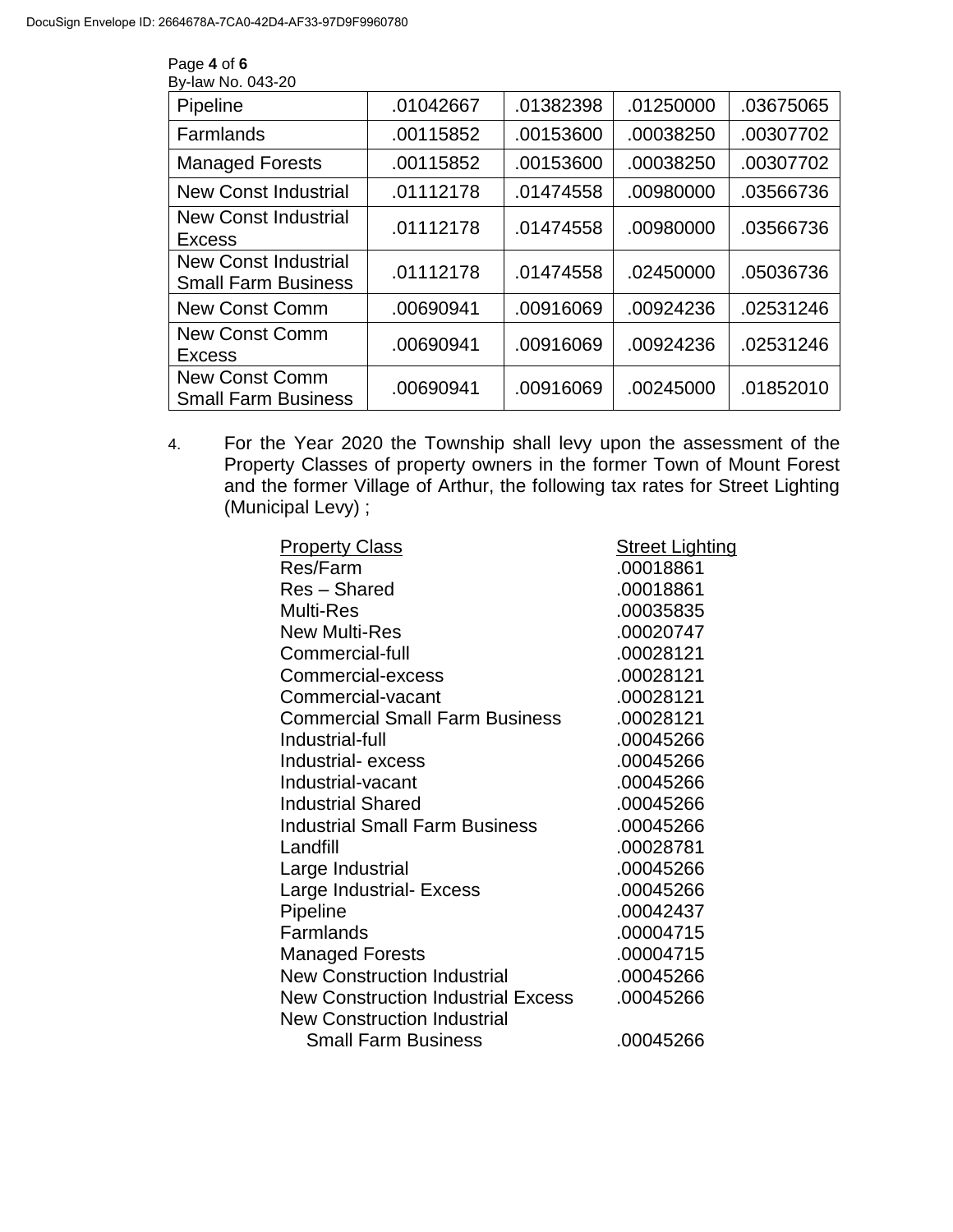| Pipeline | .01042667 | .01382398 | .01250000 | .03675065 |
|---|---|---|---|---|
| Farmlands | .00115852 | .00153600 | .00038250 | .00307702 |
| Managed Forests | .00115852 | .00153600 | .00038250 | .00307702 |
| New Const Industrial | .01112178 | .01474558 | .00980000 | .03566736 |
| New Const Industrial Excess | .01112178 | .01474558 | .00980000 | .03566736 |
| New Const Industrial Small Farm Business | .01112178 | .01474558 | .02450000 | .05036736 |
| New Const Comm | .00690941 | .00916069 | .00924236 | .02531246 |
| New Const Comm Excess | .00690941 | .00916069 | .00924236 | .02531246 |
| New Const Comm Small Farm Business | .00690941 | .00916069 | .00245000 | .01852010 |

4. For the Year 2020 the Township shall levy upon the assessment of the Property Classes of property owners in the former Town of Mount Forest and the former Village of Arthur, the following tax rates for Street Lighting (Municipal Levy) ;

| Property Class | Street Lighting |
|---|---|
| Res/Farm | .00018861 |
| Res – Shared | .00018861 |
| Multi-Res | .00035835 |
| New Multi-Res | .00020747 |
| Commercial-full | .00028121 |
| Commercial-excess | .00028121 |
| Commercial-vacant | .00028121 |
| Commercial Small Farm Business | .00028121 |
| Industrial-full | .00045266 |
| Industrial- excess | .00045266 |
| Industrial-vacant | .00045266 |
| Industrial Shared | .00045266 |
| Industrial Small Farm Business | .00045266 |
| Landfill | .00028781 |
| Large Industrial | .00045266 |
| Large Industrial- Excess | .00045266 |
| Pipeline | .00042437 |
| Farmlands | .00004715 |
| Managed Forests | .00004715 |
| New Construction Industrial | .00045266 |
| New Construction Industrial Excess | .00045266 |
| New Construction Industrial Small Farm Business | .00045266 |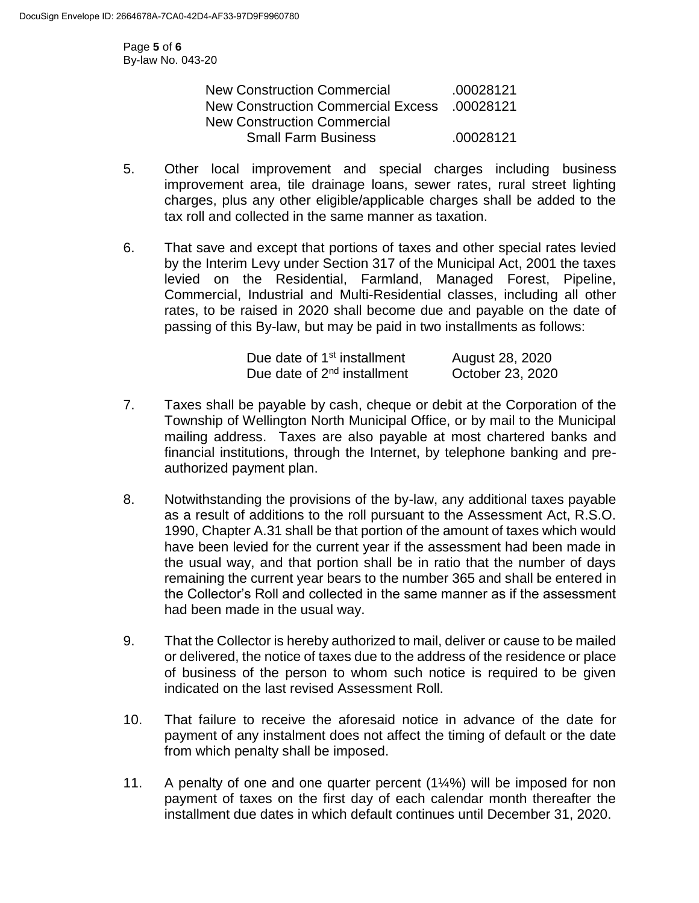| | |
|---|---|
| New Construction Commercial | .00028121 |
| New Construction Commercial Excess | .00028121 |
| New Construction Commercial Small Farm Business | .00028121 |

5. Other local improvement and special charges including business improvement area, tile drainage loans, sewer rates, rural street lighting charges, plus any other eligible/applicable charges shall be added to the tax roll and collected in the same manner as taxation.

6. That save and except that portions of taxes and other special rates levied by the Interim Levy under Section 317 of the Municipal Act, 2001 the taxes levied on the Residential, Farmland, Managed Forest, Pipeline, Commercial, Industrial and Multi-Residential classes, including all other rates, to be raised in 2020 shall become due and payable on the date of passing of this By-law, but may be paid in two installments as follows:

| | |
|---|---|
| Due date of 1st installment | August 28, 2020 |
| Due date of 2nd installment | October 23, 2020 |

7. Taxes shall be payable by cash, cheque or debit at the Corporation of the Township of Wellington North Municipal Office, or by mail to the Municipal mailing address. Taxes are also payable at most chartered banks and financial institutions, through the Internet, by telephone banking and pre-authorized payment plan.

8. Notwithstanding the provisions of the by-law, any additional taxes payable as a result of additions to the roll pursuant to the Assessment Act, R.S.O. 1990, Chapter A.31 shall be that portion of the amount of taxes which would have been levied for the current year if the assessment had been made in the usual way, and that portion shall be in ratio that the number of days remaining the current year bears to the number 365 and shall be entered in the Collector's Roll and collected in the same manner as if the assessment had been made in the usual way.

9. That the Collector is hereby authorized to mail, deliver or cause to be mailed or delivered, the notice of taxes due to the address of the residence or place of business of the person to whom such notice is required to be given indicated on the last revised Assessment Roll.

10. That failure to receive the aforesaid notice in advance of the date for payment of any instalment does not affect the timing of default or the date from which penalty shall be imposed.

11. A penalty of one and one quarter percent (1¼%) will be imposed for non payment of taxes on the first day of each calendar month thereafter the installment due dates in which default continues until December 31, 2020.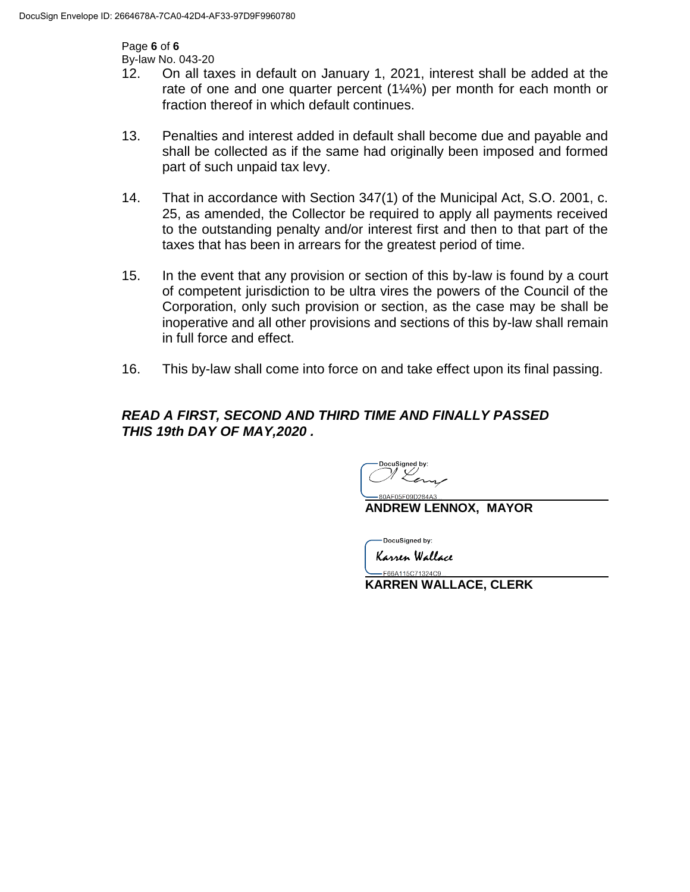12. On all taxes in default on January 1, 2021, interest shall be added at the rate of one and one quarter percent (1¼%) per month for each month or fraction thereof in which default continues.

13. Penalties and interest added in default shall become due and payable and shall be collected as if the same had originally been imposed and formed part of such unpaid tax levy.

14. That in accordance with Section 347(1) of the Municipal Act, S.O. 2001, c. 25, as amended, the Collector be required to apply all payments received to the outstanding penalty and/or interest first and then to that part of the taxes that has been in arrears for the greatest period of time.

15. In the event that any provision or section of this by-law is found by a court of competent jurisdiction to be ultra vires the powers of the Council of the Corporation, only such provision or section, as the case may be shall be inoperative and all other provisions and sections of this by-law shall remain in full force and effect.

16. This by-law shall come into force on and take effect upon its final passing.

***READ A FIRST, SECOND AND THIRD TIME AND FINALLY PASSED THIS 19th DAY OF MAY,2020 .***

DocuSigned by:

80AF05F09D284A3

**ANDREW LENNOX, MAYOR**

DocuSigned by:

Karren Wallace

F66A115C71324C9

**KARREN WALLACE, CLERK**